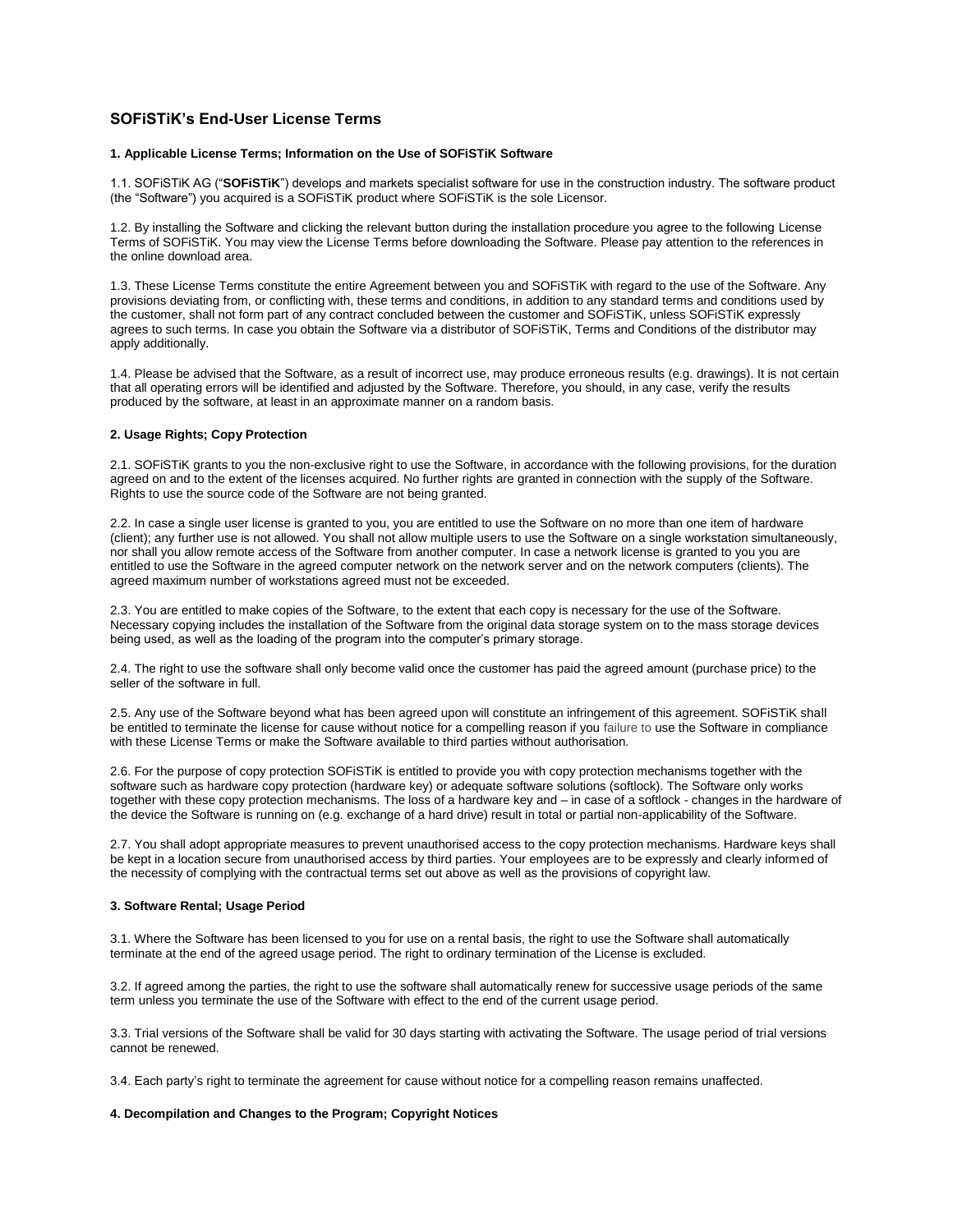# SOFiSTiK's End-User License Terms

### 1. Applicable License Terms; Information on the Use of SOFiSTiK Software

1.1. SOFiSTiK AG ("**SOFiSTiK**") develops and markets specialist software for use in the construction industry. The software product (the "Software") you acquired is a SOFiSTiK product where SOFiSTiK is the sole Licensor.

1.2. By installing the Software and clicking the relevant button during the installation procedure you agree to the following License Terms of SOFiSTiK. You may view the License Terms before downloading the Software. Please pay attention to the references in the online download area.

1.3. These License Terms constitute the entire Agreement between you and SOFiSTiK with regard to the use of the Software. Any provisions deviating from, or conflicting with, these terms and conditions, in addition to any standard terms and conditions used by the customer, shall not form part of any contract concluded between the customer and SOFiSTiK, unless SOFiSTiK expressly agrees to such terms. In case you obtain the Software via a distributor of SOFiSTiK, Terms and Conditions of the distributor may apply additionally.

1.4. Please be advised that the Software, as a result of incorrect use, may produce erroneous results (e.g. drawings). It is not certain that all operating errors will be identified and adjusted by the Software. Therefore, you should, in any case, verify the results produced by the software, at least in an approximate manner on a random basis.

### 2. Usage Rights; Copy Protection

2.1. SOFiSTiK grants to you the non-exclusive right to use the Software, in accordance with the following provisions, for the duration agreed on and to the extent of the licenses acquired. No further rights are granted in connection with the supply of the Software. Rights to use the source code of the Software are not being granted.

2.2. In case a single user license is granted to you, you are entitled to use the Software on no more than one item of hardware (client); any further use is not allowed. You shall not allow multiple users to use the Software on a single workstation simultaneously, nor shall you allow remote access of the Software from another computer. In case a network license is granted to you you are entitled to use the Software in the agreed computer network on the network server and on the network computers (clients). The agreed maximum number of workstations agreed must not be exceeded.

2.3. You are entitled to make copies of the Software, to the extent that each copy is necessary for the use of the Software. Necessary copying includes the installation of the Software from the original data storage system on to the mass storage devices being used, as well as the loading of the program into the computer's primary storage.

2.4. The right to use the software shall only become valid once the customer has paid the agreed amount (purchase price) to the seller of the software in full.

2.5. Any use of the Software beyond what has been agreed upon will constitute an infringement of this agreement. SOFiSTiK shall be entitled to terminate the license for cause without notice for a compelling reason if you failure to use the Software in compliance with these License Terms or make the Software available to third parties without authorisation.

2.6. For the purpose of copy protection SOFiSTiK is entitled to provide you with copy protection mechanisms together with the software such as hardware copy protection (hardware key) or adequate software solutions (softlock). The Software only works together with these copy protection mechanisms. The loss of a hardware key and – in case of a softlock - changes in the hardware of the device the Software is running on (e.g. exchange of a hard drive) result in total or partial non-applicability of the Software.

2.7. You shall adopt appropriate measures to prevent unauthorised access to the copy protection mechanisms. Hardware keys shall be kept in a location secure from unauthorised access by third parties. Your employees are to be expressly and clearly informed of the necessity of complying with the contractual terms set out above as well as the provisions of copyright law.

### 3. Software Rental; Usage Period

3.1. Where the Software has been licensed to you for use on a rental basis, the right to use the Software shall automatically terminate at the end of the agreed usage period. The right to ordinary termination of the License is excluded.

3.2. If agreed among the parties, the right to use the software shall automatically renew for successive usage periods of the same term unless you terminate the use of the Software with effect to the end of the current usage period.

3.3. Trial versions of the Software shall be valid for 30 days starting with activating the Software. The usage period of trial versions cannot be renewed.

3.4. Each party's right to terminate the agreement for cause without notice for a compelling reason remains unaffected.

### 4. Decompilation and Changes to the Program; Copyright Notices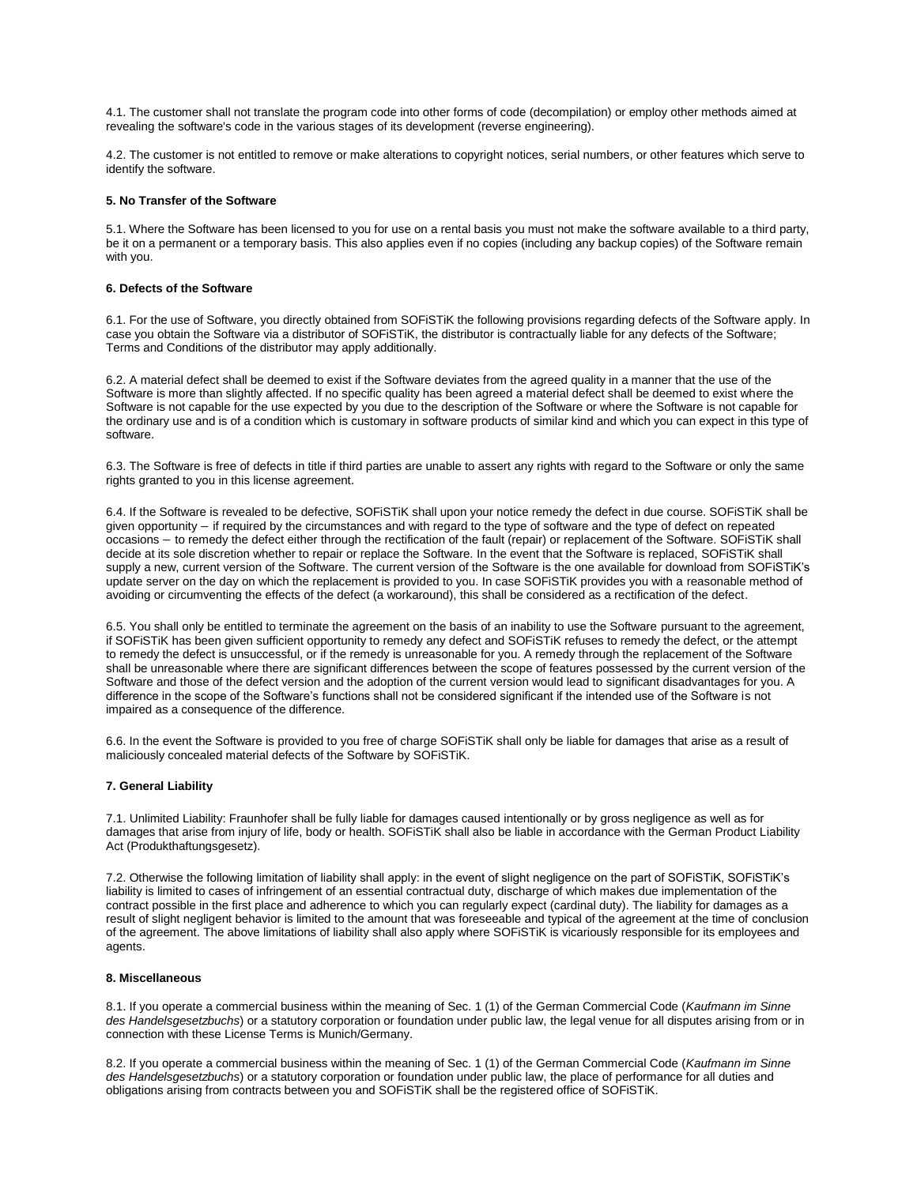4.1. The customer shall not translate the program code into other forms of code (decompilation) or employ other methods aimed at revealing the software's code in the various stages of its development (reverse engineering).

4.2. The customer is not entitled to remove or make alterations to copyright notices, serial numbers, or other features which serve to identify the software.

**5. No Transfer of the Software**

5.1. Where the Software has been licensed to you for use on a rental basis you must not make the software available to a third party, be it on a permanent or a temporary basis. This also applies even if no copies (including any backup copies) of the Software remain with you.

**6. Defects of the Software**

6.1. For the use of Software, you directly obtained from SOFiSTiK the following provisions regarding defects of the Software apply. In case you obtain the Software via a distributor of SOFiSTiK, the distributor is contractually liable for any defects of the Software; Terms and Conditions of the distributor may apply additionally.

6.2. A material defect shall be deemed to exist if the Software deviates from the agreed quality in a manner that the use of the Software is more than slightly affected. If no specific quality has been agreed a material defect shall be deemed to exist where the Software is not capable for the use expected by you due to the description of the Software or where the Software is not capable for the ordinary use and is of a condition which is customary in software products of similar kind and which you can expect in this type of software.

6.3. The Software is free of defects in title if third parties are unable to assert any rights with regard to the Software or only the same rights granted to you in this license agreement.

6.4. If the Software is revealed to be defective, SOFiSTiK shall upon your notice remedy the defect in due course. SOFiSTiK shall be given opportunity – if required by the circumstances and with regard to the type of software and the type of defect on repeated occasions – to remedy the defect either through the rectification of the fault (repair) or replacement of the Software. SOFiSTiK shall decide at its sole discretion whether to repair or replace the Software. In the event that the Software is replaced, SOFiSTiK shall supply a new, current version of the Software. The current version of the Software is the one available for download from SOFiSTiK's update server on the day on which the replacement is provided to you. In case SOFiSTiK provides you with a reasonable method of avoiding or circumventing the effects of the defect (a workaround), this shall be considered as a rectification of the defect.

6.5. You shall only be entitled to terminate the agreement on the basis of an inability to use the Software pursuant to the agreement, if SOFiSTiK has been given sufficient opportunity to remedy any defect and SOFiSTiK refuses to remedy the defect, or the attempt to remedy the defect is unsuccessful, or if the remedy is unreasonable for you. A remedy through the replacement of the Software shall be unreasonable where there are significant differences between the scope of features possessed by the current version of the Software and those of the defect version and the adoption of the current version would lead to significant disadvantages for you. A difference in the scope of the Software's functions shall not be considered significant if the intended use of the Software is not impaired as a consequence of the difference.

6.6. In the event the Software is provided to you free of charge SOFiSTiK shall only be liable for damages that arise as a result of maliciously concealed material defects of the Software by SOFiSTiK.

**7. General Liability**

7.1. Unlimited Liability: Fraunhofer shall be fully liable for damages caused intentionally or by gross negligence as well as for damages that arise from injury of life, body or health. SOFiSTiK shall also be liable in accordance with the German Product Liability Act (Produkthaftungsgesetz).

7.2. Otherwise the following limitation of liability shall apply: in the event of slight negligence on the part of SOFiSTiK, SOFiSTiK's liability is limited to cases of infringement of an essential contractual duty, discharge of which makes due implementation of the contract possible in the first place and adherence to which you can regularly expect (cardinal duty). The liability for damages as a result of slight negligent behavior is limited to the amount that was foreseeable and typical of the agreement at the time of conclusion of the agreement. The above limitations of liability shall also apply where SOFiSTiK is vicariously responsible for its employees and agents.

**8. Miscellaneous**

8.1. If you operate a commercial business within the meaning of Sec. 1 (1) of the German Commercial Code (*Kaufmann im Sinne des Handelsgesetzbuchs*) or a statutory corporation or foundation under public law, the legal venue for all disputes arising from or in connection with these License Terms is Munich/Germany.

8.2. If you operate a commercial business within the meaning of Sec. 1 (1) of the German Commercial Code (*Kaufmann im Sinne des Handelsgesetzbuchs*) or a statutory corporation or foundation under public law, the place of performance for all duties and obligations arising from contracts between you and SOFiSTiK shall be the registered office of SOFiSTiK.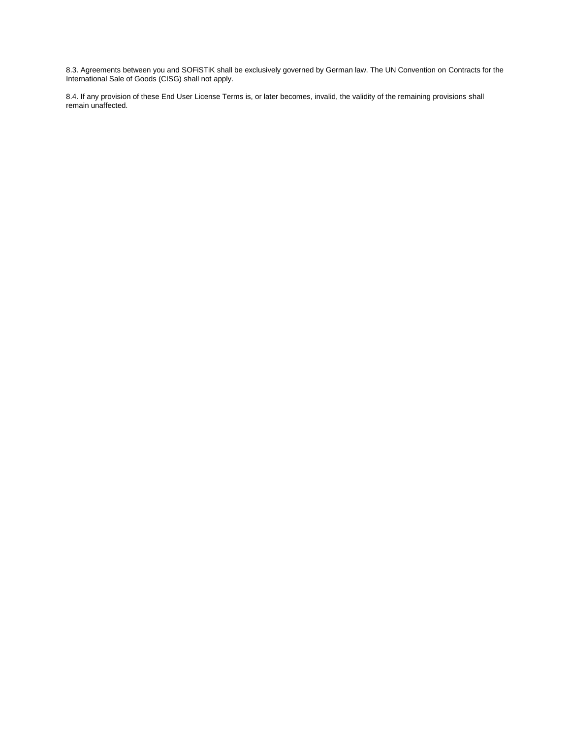8.3. Agreements between you and SOFiSTiK shall be exclusively governed by German law. The UN Convention on Contracts for the International Sale of Goods (CISG) shall not apply.

8.4. If any provision of these End User License Terms is, or later becomes, invalid, the validity of the remaining provisions shall remain unaffected.